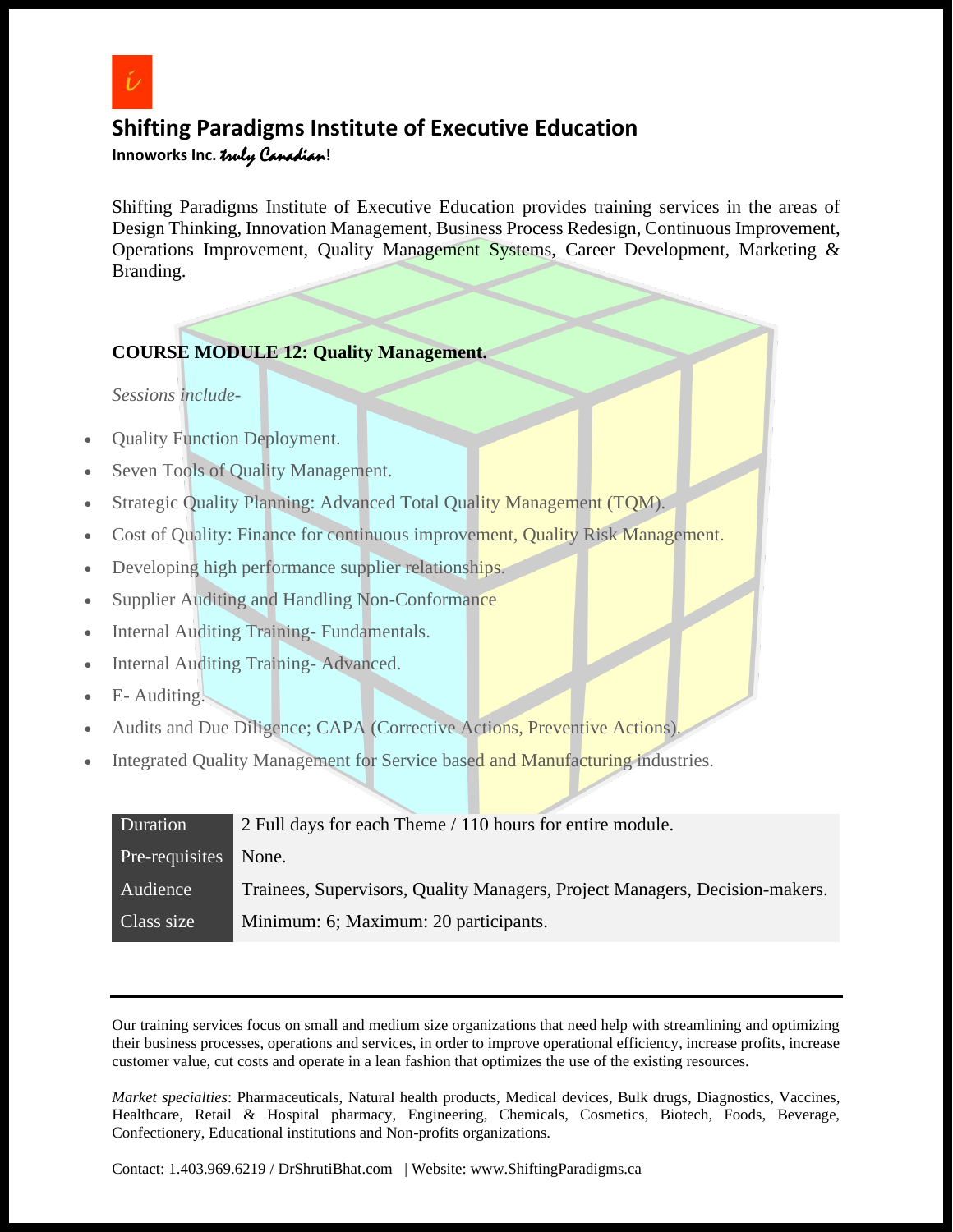# Shifting Paradigms Institute of Executive Education

**Innoworks Inc.** *truly Canadian*!

Shifting Paradigms Institute of Executive Education provides training services in the areas of Design Thinking, Innovation Management, Business Process Redesign, Continuous Improvement, Operations Improvement, Quality Management Systems, Career Development, Marketing & Branding.

**COURSE MODULE 12: Quality Management.**

*Sessions include-*

- Quality Function Deployment.
- Seven Tools of Quality Management.
- Strategic Quality Planning: Advanced Total Quality Management (TQM).
- Cost of Quality: Finance for continuous improvement, Quality Risk Management.
- Developing high performance supplier relationships.
- Supplier Auditing and Handling Non-Conformance
- Internal Auditing Training- Fundamentals.
- Internal Auditing Training- Advanced.
- E- Auditing.
- Audits and Due Diligence; CAPA (Corrective Actions, Preventive Actions).
- Integrated Quality Management for Service based and Manufacturing industries.

| | |
|---|---|
| Duration | 2 Full days for each Theme / 110 hours for entire module. |
| Pre-requisites | None. |
| Audience | Trainees, Supervisors, Quality Managers, Project Managers, Decision-makers. |
| Class size | Minimum: 6; Maximum: 20 participants. |

---

Our training services focus on small and medium size organizations that need help with streamlining and optimizing their business processes, operations and services, in order to improve operational efficiency, increase profits, increase customer value, cut costs and operate in a lean fashion that optimizes the use of the existing resources.

*Market specialties*: Pharmaceuticals, Natural health products, Medical devices, Bulk drugs, Diagnostics, Vaccines, Healthcare, Retail & Hospital pharmacy, Engineering, Chemicals, Cosmetics, Biotech, Foods, Beverage, Confectionery, Educational institutions and Non-profits organizations.

Contact: 1.403.969.6219 / DrShrutiBhat.com | Website: www.ShiftingParadigms.ca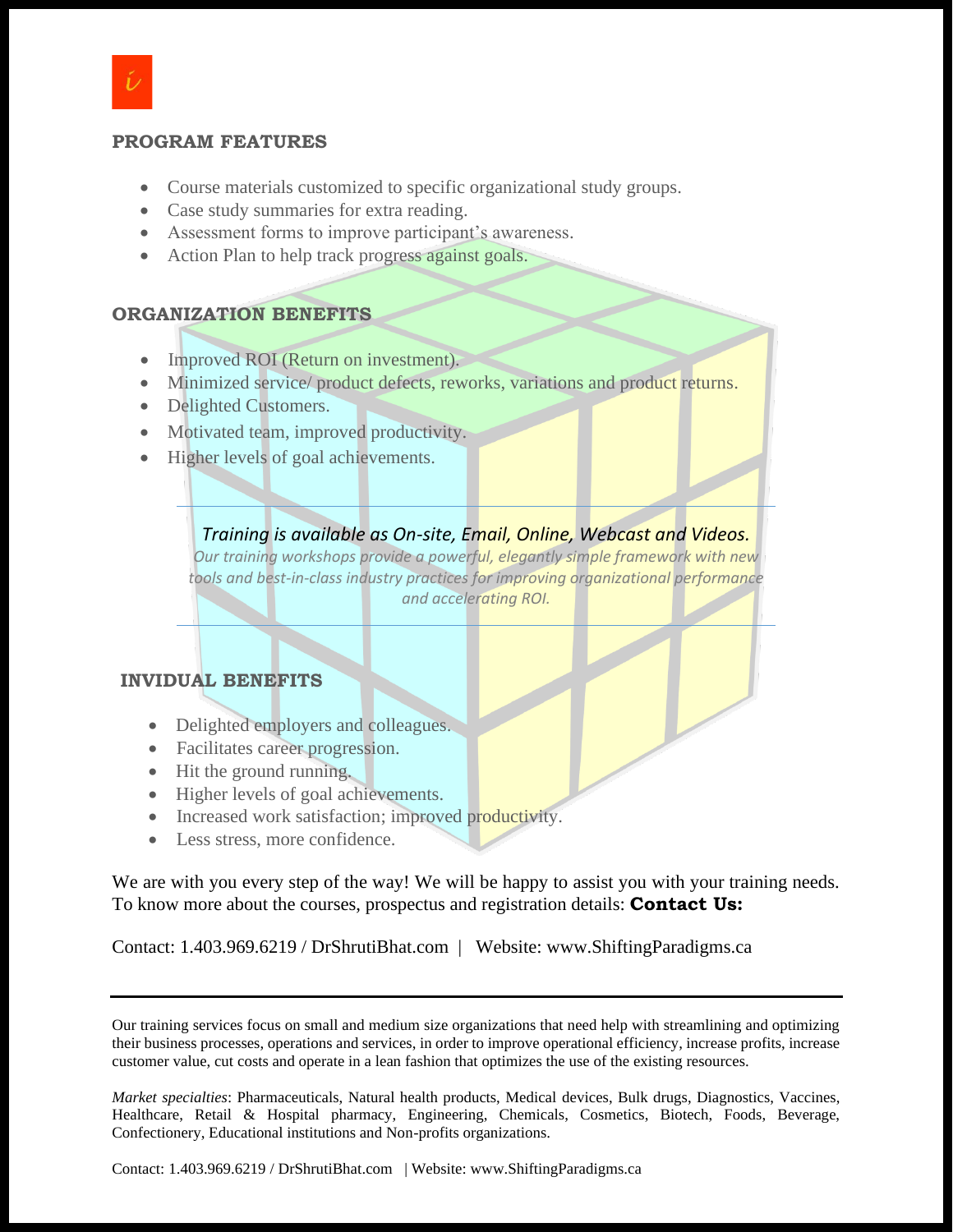## PROGRAM FEATURES

- Course materials customized to specific organizational study groups.
- Case study summaries for extra reading.
- Assessment forms to improve participant's awareness.
- Action Plan to help track progress against goals.

## ORGANIZATION BENEFITS

- Improved ROI (Return on investment).
- Minimized service/ product defects, reworks, variations and product returns.
- Delighted Customers.
- Motivated team, improved productivity.
- Higher levels of goal achievements.

---

*Training is available as On-site, Email, Online, Webcast and Videos.*

*Our training workshops provide a powerful, elegantly simple framework with new tools and best-in-class industry practices for improving organizational performance and accelerating ROI.*

---

## INVIDUAL BENEFITS

- Delighted employers and colleagues.
- Facilitates career progression.
- Hit the ground running.
- Higher levels of goal achievements.
- Increased work satisfaction; improved productivity.
- Less stress, more confidence.

We are with you every step of the way! We will be happy to assist you with your training needs. To know more about the courses, prospectus and registration details: **Contact Us:**

Contact: 1.403.969.6219 / DrShrutiBhat.com | Website: www.ShiftingParadigms.ca

---

Our training services focus on small and medium size organizations that need help with streamlining and optimizing their business processes, operations and services, in order to improve operational efficiency, increase profits, increase customer value, cut costs and operate in a lean fashion that optimizes the use of the existing resources.

*Market specialties*: Pharmaceuticals, Natural health products, Medical devices, Bulk drugs, Diagnostics, Vaccines, Healthcare, Retail & Hospital pharmacy, Engineering, Chemicals, Cosmetics, Biotech, Foods, Beverage, Confectionery, Educational institutions and Non-profits organizations.

Contact: 1.403.969.6219 / DrShrutiBhat.com | Website: www.ShiftingParadigms.ca